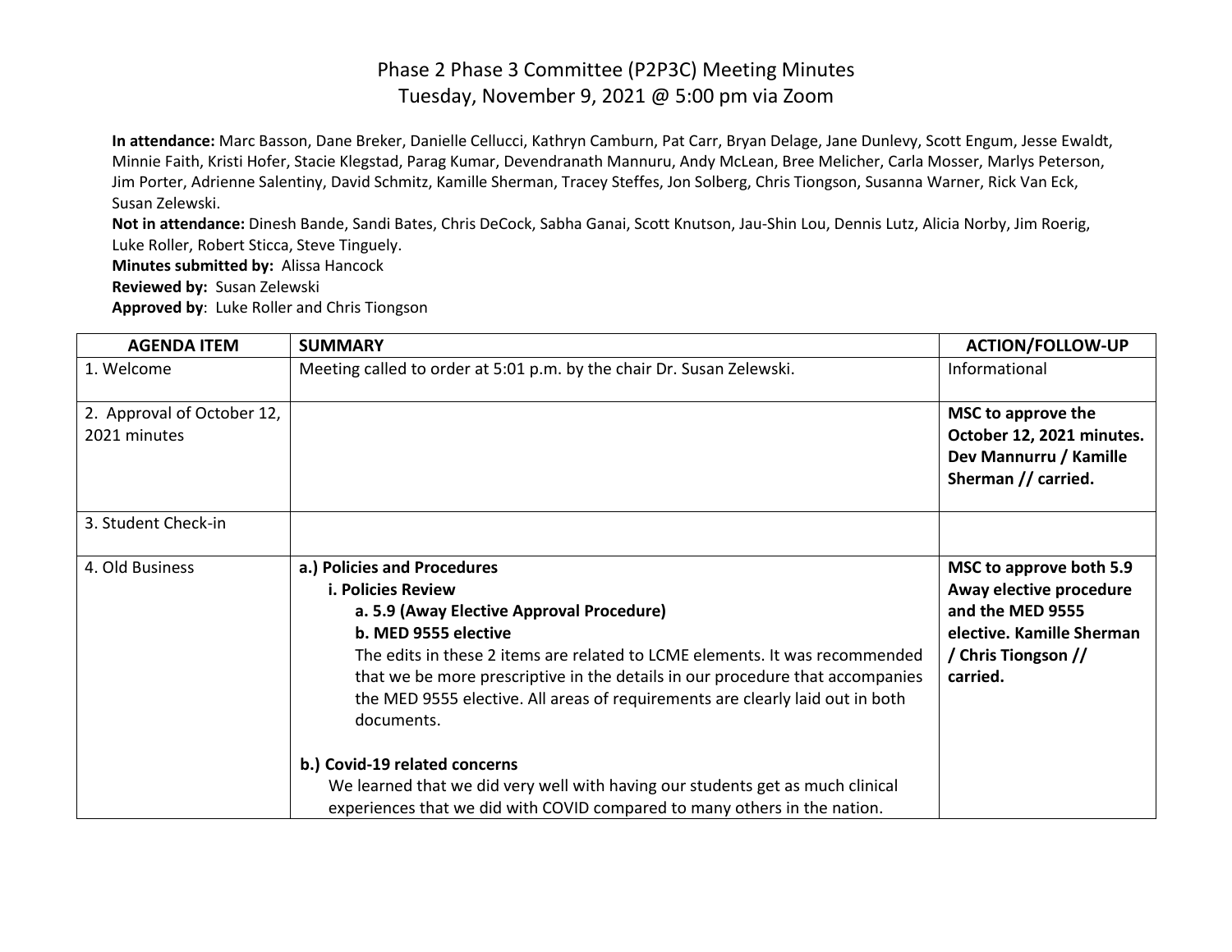# Phase 2 Phase 3 Committee (P2P3C) Meeting Minutes
## Tuesday, November 9, 2021 @ 5:00 pm via Zoom

**In attendance:** Marc Basson, Dane Breker, Danielle Cellucci, Kathryn Camburn, Pat Carr, Bryan Delage, Jane Dunlevy, Scott Engum, Jesse Ewaldt, Minnie Faith, Kristi Hofer, Stacie Klegstad, Parag Kumar, Devendranath Mannuru, Andy McLean, Bree Melicher, Carla Mosser, Marlys Peterson, Jim Porter, Adrienne Salentiny, David Schmitz, Kamille Sherman, Tracey Steffes, Jon Solberg, Chris Tiongson, Susanna Warner, Rick Van Eck, Susan Zelewski.

**Not in attendance:** Dinesh Bande, Sandi Bates, Chris DeCock, Sabha Ganai, Scott Knutson, Jau-Shin Lou, Dennis Lutz, Alicia Norby, Jim Roerig, Luke Roller, Robert Sticca, Steve Tinguely.

**Minutes submitted by:** Alissa Hancock

**Reviewed by:** Susan Zelewski

**Approved by**: Luke Roller and Chris Tiongson

| AGENDA ITEM | SUMMARY | ACTION/FOLLOW-UP |
|---|---|---|
| 1. Welcome | Meeting called to order at 5:01 p.m. by the chair Dr. Susan Zelewski. | Informational |
| 2. Approval of October 12, 2021 minutes | | **MSC to approve the October 12, 2021 minutes. Dev Mannurru / Kamille Sherman // carried.** |
| 3. Student Check-in | | |
| 4. Old Business | **a.) Policies and Procedures**<br>**i. Policies Review**<br>**a. 5.9 (Away Elective Approval Procedure)**<br>**b. MED 9555 elective**<br>The edits in these 2 items are related to LCME elements. It was recommended that we be more prescriptive in the details in our procedure that accompanies the MED 9555 elective. All areas of requirements are clearly laid out in both documents.<br><br>**b.) Covid-19 related concerns**<br>We learned that we did very well with having our students get as much clinical experiences that we did with COVID compared to many others in the nation. | **MSC to approve both 5.9 Away elective procedure and the MED 9555 elective. Kamille Sherman / Chris Tiongson // carried.** |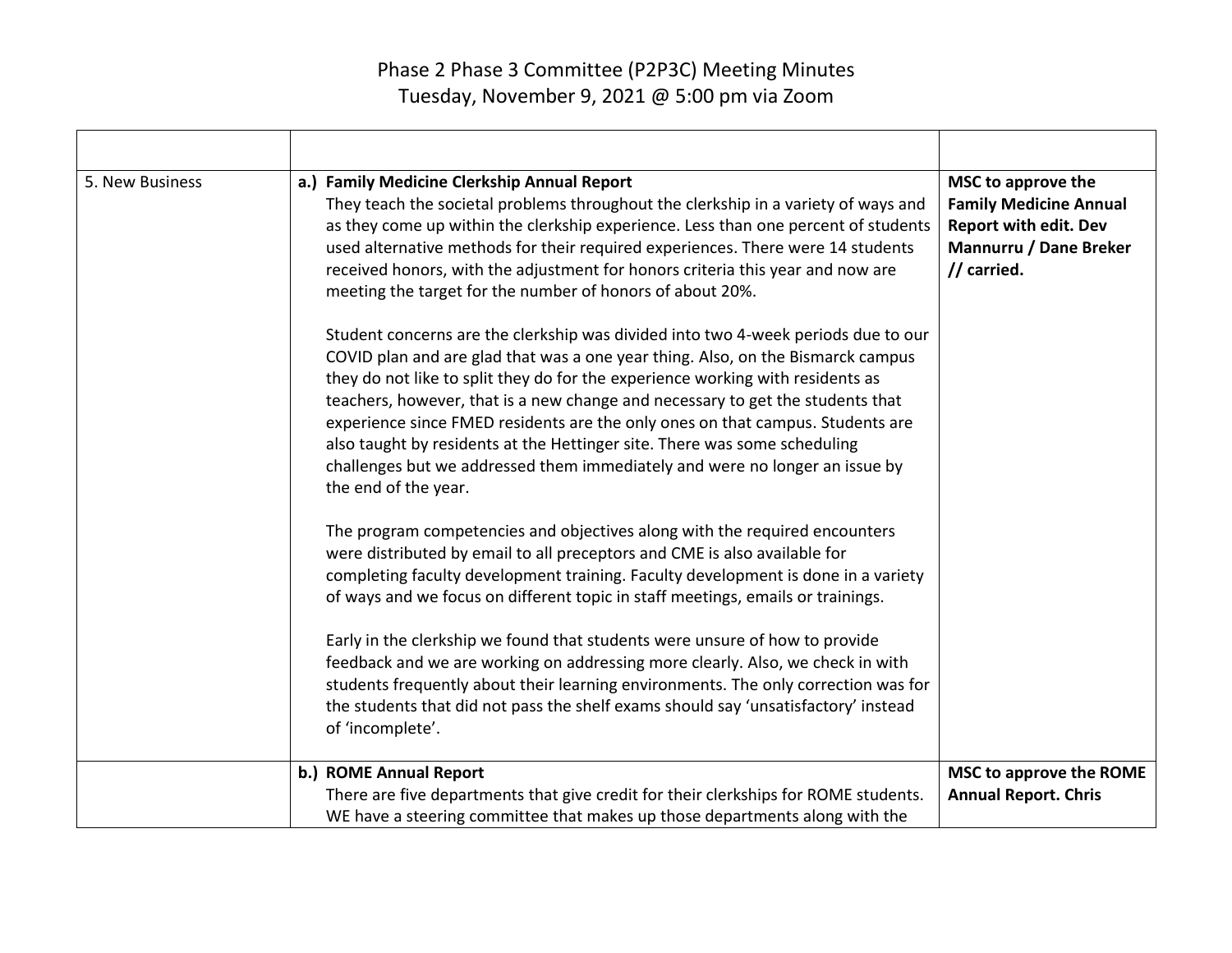# Phase 2 Phase 3 Committee (P2P3C) Meeting Minutes
## Tuesday, November 9, 2021 @ 5:00 pm via Zoom

| | | |
|---|---|---|
| 5. New Business | **a.) Family Medicine Clerkship Annual Report**<br>They teach the societal problems throughout the clerkship in a variety of ways and as they come up within the clerkship experience. Less than one percent of students used alternative methods for their required experiences. There were 14 students received honors, with the adjustment for honors criteria this year and now are meeting the target for the number of honors of about 20%.<br><br>Student concerns are the clerkship was divided into two 4-week periods due to our COVID plan and are glad that was a one year thing. Also, on the Bismarck campus they do not like to split they do for the experience working with residents as teachers, however, that is a new change and necessary to get the students that experience since FMED residents are the only ones on that campus. Students are also taught by residents at the Hettinger site. There was some scheduling challenges but we addressed them immediately and were no longer an issue by the end of the year.<br><br>The program competencies and objectives along with the required encounters were distributed by email to all preceptors and CME is also available for completing faculty development training. Faculty development is done in a variety of ways and we focus on different topic in staff meetings, emails or trainings.<br><br>Early in the clerkship we found that students were unsure of how to provide feedback and we are working on addressing more clearly. Also, we check in with students frequently about their learning environments. The only correction was for the students that did not pass the shelf exams should say 'unsatisfactory' instead of 'incomplete'. | **MSC to approve the Family Medicine Annual Report with edit. Dev Mannurru / Dane Breker // carried.** |
| | **b.) ROME Annual Report**<br>There are five departments that give credit for their clerkships for ROME students. WE have a steering committee that makes up those departments along with the | **MSC to approve the ROME Annual Report. Chris** |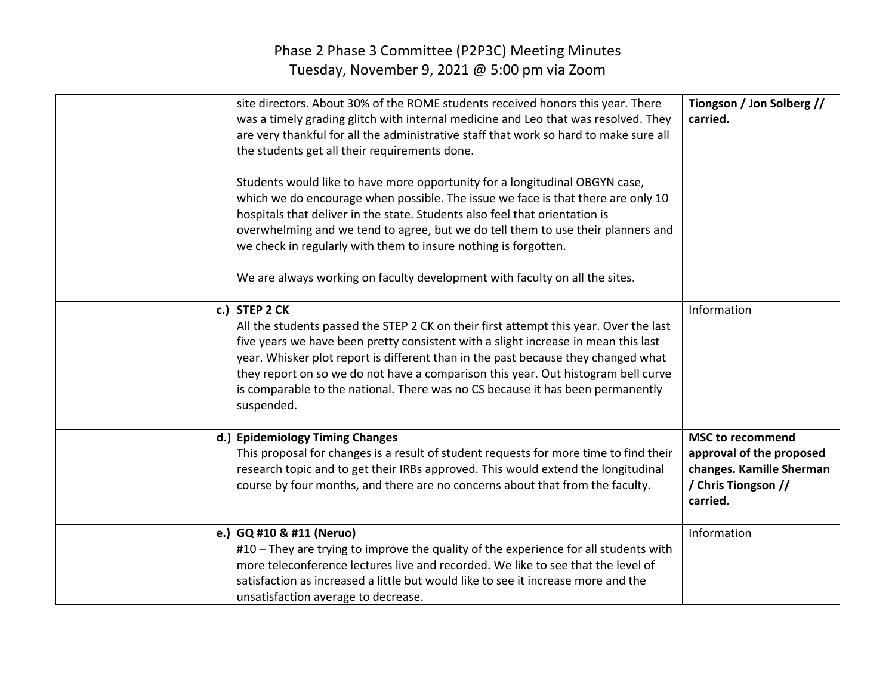# Phase 2 Phase 3 Committee (P2P3C) Meeting Minutes
Tuesday, November 9, 2021 @ 5:00 pm via Zoom

| | | |
|---|---|---|
| | site directors. About 30% of the ROME students received honors this year. There was a timely grading glitch with internal medicine and Leo that was resolved. They are very thankful for all the administrative staff that work so hard to make sure all the students get all their requirements done.<br><br>Students would like to have more opportunity for a longitudinal OBGYN case, which we do encourage when possible. The issue we face is that there are only 10 hospitals that deliver in the state. Students also feel that orientation is overwhelming and we tend to agree, but we do tell them to use their planners and we check in regularly with them to insure nothing is forgotten.<br><br>We are always working on faculty development with faculty on all the sites. | **Tiongson / Jon Solberg // carried.** |
| | **c.) STEP 2 CK**<br>All the students passed the STEP 2 CK on their first attempt this year. Over the last five years we have been pretty consistent with a slight increase in mean this last year. Whisker plot report is different than in the past because they changed what they report on so we do not have a comparison this year. Out histogram bell curve is comparable to the national. There was no CS because it has been permanently suspended. | Information |
| | **d.) Epidemiology Timing Changes**<br>This proposal for changes is a result of student requests for more time to find their research topic and to get their IRBs approved. This would extend the longitudinal course by four months, and there are no concerns about that from the faculty. | **MSC to recommend approval of the proposed changes. Kamille Sherman / Chris Tiongson // carried.** |
| | **e.) GQ #10 & #11 (Neruo)**<br>#10 – They are trying to improve the quality of the experience for all students with more teleconference lectures live and recorded. We like to see that the level of satisfaction as increased a little but would like to see it increase more and the unsatisfaction average to decrease. | Information |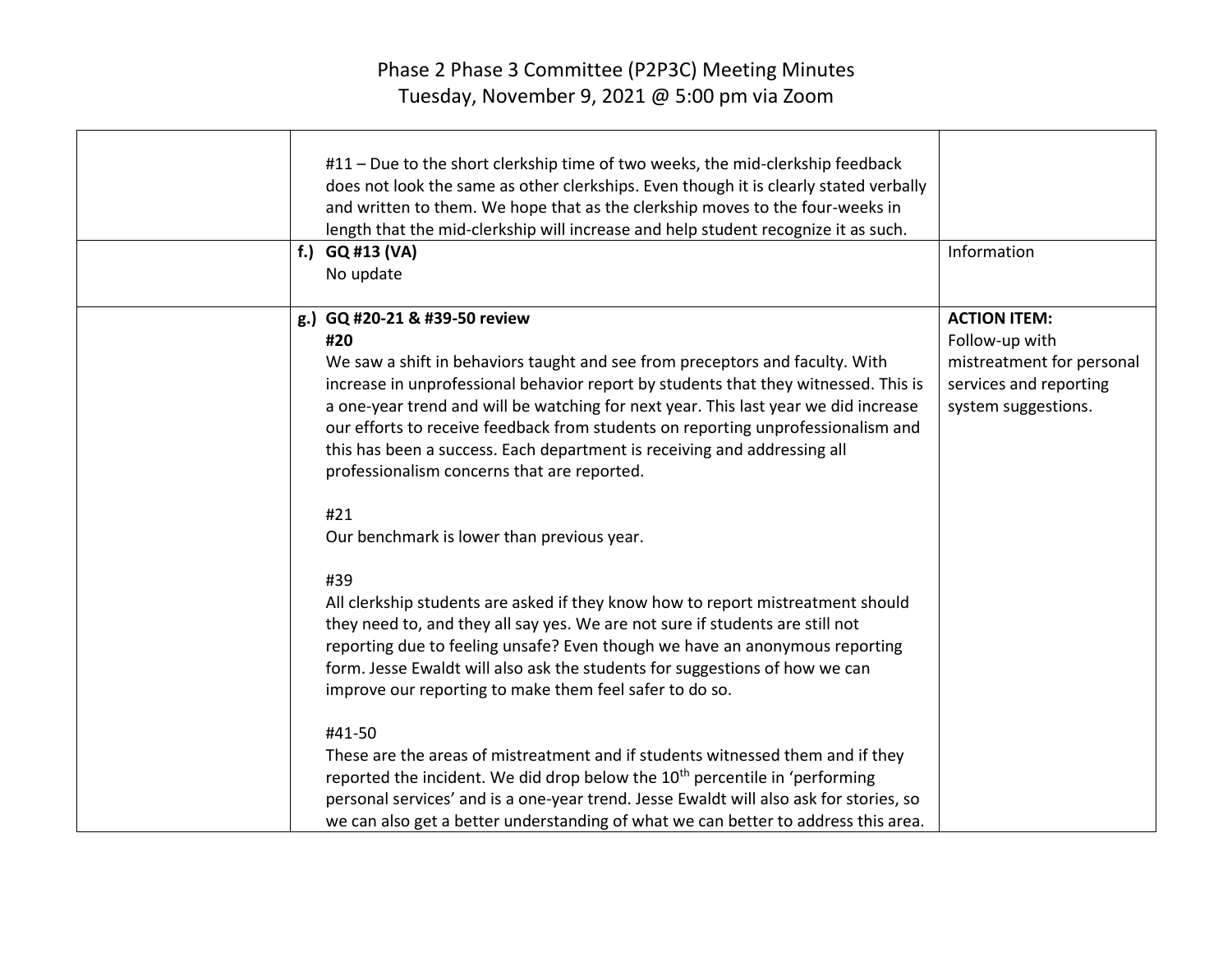# Phase 2 Phase 3 Committee (P2P3C) Meeting Minutes
Tuesday, November 9, 2021 @ 5:00 pm via Zoom

| | | |
|---|---|---|
| | #11 – Due to the short clerkship time of two weeks, the mid-clerkship feedback does not look the same as other clerkships. Even though it is clearly stated verbally and written to them. We hope that as the clerkship moves to the four-weeks in length that the mid-clerkship will increase and help student recognize it as such. | |
| | **f.) GQ #13 (VA)**<br>No update | Information |
| | **g.) GQ #20-21 & #39-50 review**<br>**#20**<br>We saw a shift in behaviors taught and see from preceptors and faculty. With increase in unprofessional behavior report by students that they witnessed. This is a one-year trend and will be watching for next year. This last year we did increase our efforts to receive feedback from students on reporting unprofessionalism and this has been a success. Each department is receiving and addressing all professionalism concerns that are reported.<br><br>#21<br>Our benchmark is lower than previous year.<br><br>#39<br>All clerkship students are asked if they know how to report mistreatment should they need to, and they all say yes. We are not sure if students are still not reporting due to feeling unsafe? Even though we have an anonymous reporting form. Jesse Ewaldt will also ask the students for suggestions of how we can improve our reporting to make them feel safer to do so.<br><br>#41-50<br>These are the areas of mistreatment and if students witnessed them and if they reported the incident. We did drop below the 10th percentile in 'performing personal services' and is a one-year trend. Jesse Ewaldt will also ask for stories, so we can also get a better understanding of what we can better to address this area. | **ACTION ITEM:**<br>Follow-up with mistreatment for personal services and reporting system suggestions. |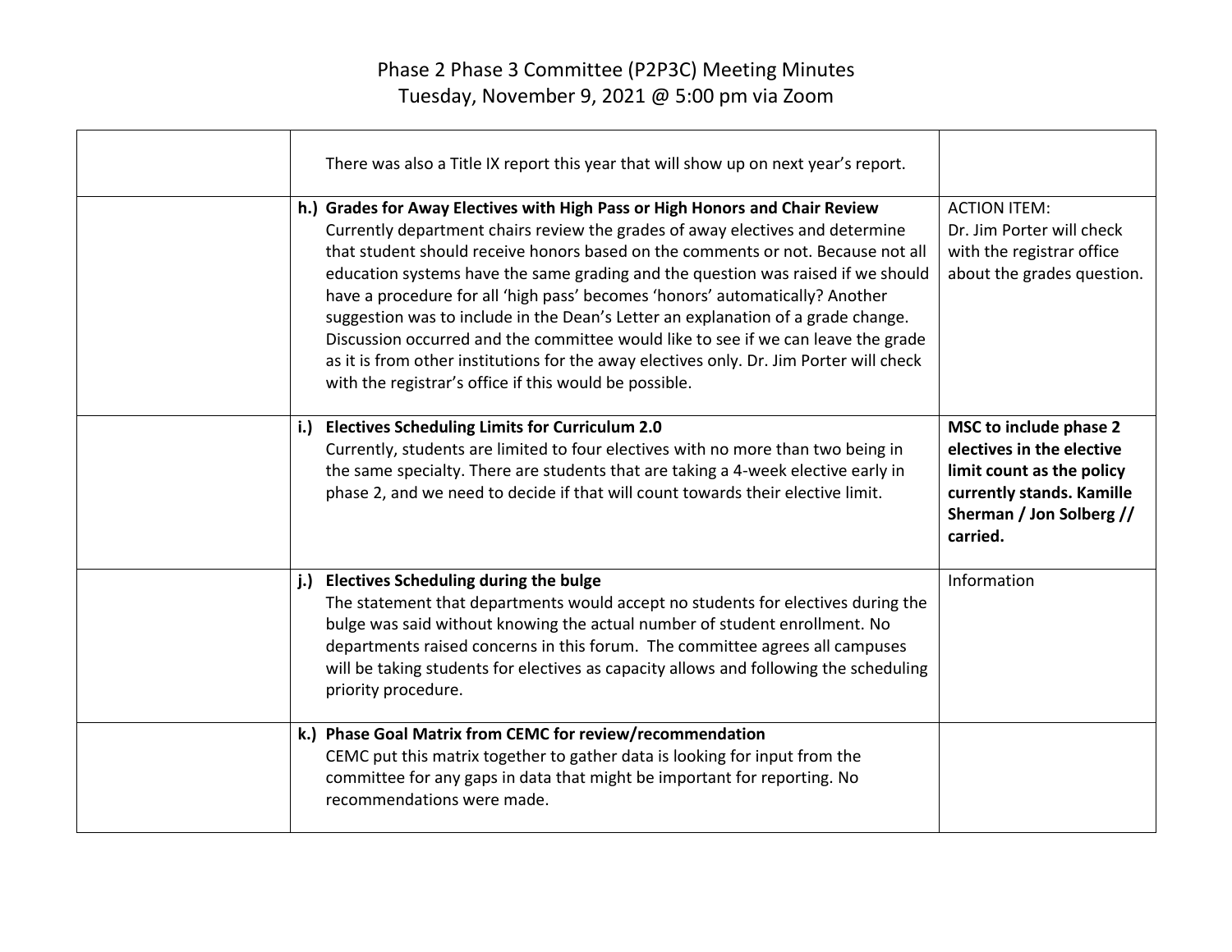# Phase 2 Phase 3 Committee (P2P3C) Meeting Minutes
Tuesday, November 9, 2021 @ 5:00 pm via Zoom

| | | |
|---|---|---|
| | There was also a Title IX report this year that will show up on next year's report. | |
| | **h.) Grades for Away Electives with High Pass or High Honors and Chair Review**<br>Currently department chairs review the grades of away electives and determine that student should receive honors based on the comments or not. Because not all education systems have the same grading and the question was raised if we should have a procedure for all 'high pass' becomes 'honors' automatically? Another suggestion was to include in the Dean's Letter an explanation of a grade change. Discussion occurred and the committee would like to see if we can leave the grade as it is from other institutions for the away electives only. Dr. Jim Porter will check with the registrar's office if this would be possible. | ACTION ITEM:<br>Dr. Jim Porter will check with the registrar office about the grades question. |
| | **i.) Electives Scheduling Limits for Curriculum 2.0**<br>Currently, students are limited to four electives with no more than two being in the same specialty. There are students that are taking a 4-week elective early in phase 2, and we need to decide if that will count towards their elective limit. | **MSC to include phase 2 electives in the elective limit count as the policy currently stands. Kamille Sherman / Jon Solberg // carried.** |
| | **j.) Electives Scheduling during the bulge**<br>The statement that departments would accept no students for electives during the bulge was said without knowing the actual number of student enrollment. No departments raised concerns in this forum. The committee agrees all campuses will be taking students for electives as capacity allows and following the scheduling priority procedure. | Information |
| | **k.) Phase Goal Matrix from CEMC for review/recommendation**<br>CEMC put this matrix together to gather data is looking for input from the committee for any gaps in data that might be important for reporting. No recommendations were made. | |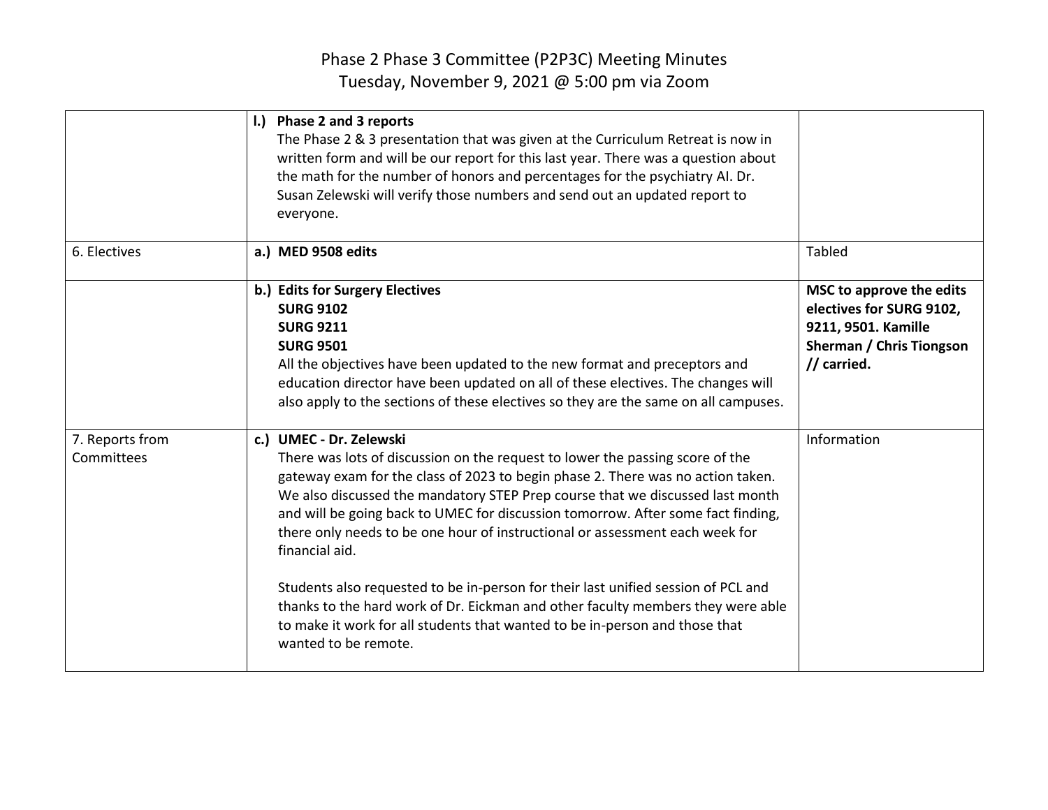# Phase 2 Phase 3 Committee (P2P3C) Meeting Minutes
## Tuesday, November 9, 2021 @ 5:00 pm via Zoom

| | | |
|---|---|---|
| | **l.) Phase 2 and 3 reports**<br>The Phase 2 & 3 presentation that was given at the Curriculum Retreat is now in written form and will be our report for this last year. There was a question about the math for the number of honors and percentages for the psychiatry AI. Dr. Susan Zelewski will verify those numbers and send out an updated report to everyone. | |
| 6. Electives | **a.) MED 9508 edits** | Tabled |
| | **b.) Edits for Surgery Electives**<br>**SURG 9102**<br>**SURG 9211**<br>**SURG 9501**<br>All the objectives have been updated to the new format and preceptors and education director have been updated on all of these electives. The changes will also apply to the sections of these electives so they are the same on all campuses. | **MSC to approve the edits electives for SURG 9102, 9211, 9501. Kamille Sherman / Chris Tiongson // carried.** |
| 7. Reports from Committees | **c.) UMEC - Dr. Zelewski**<br>There was lots of discussion on the request to lower the passing score of the gateway exam for the class of 2023 to begin phase 2. There was no action taken. We also discussed the mandatory STEP Prep course that we discussed last month and will be going back to UMEC for discussion tomorrow. After some fact finding, there only needs to be one hour of instructional or assessment each week for financial aid.<br><br>Students also requested to be in-person for their last unified session of PCL and thanks to the hard work of Dr. Eickman and other faculty members they were able to make it work for all students that wanted to be in-person and those that wanted to be remote. | Information |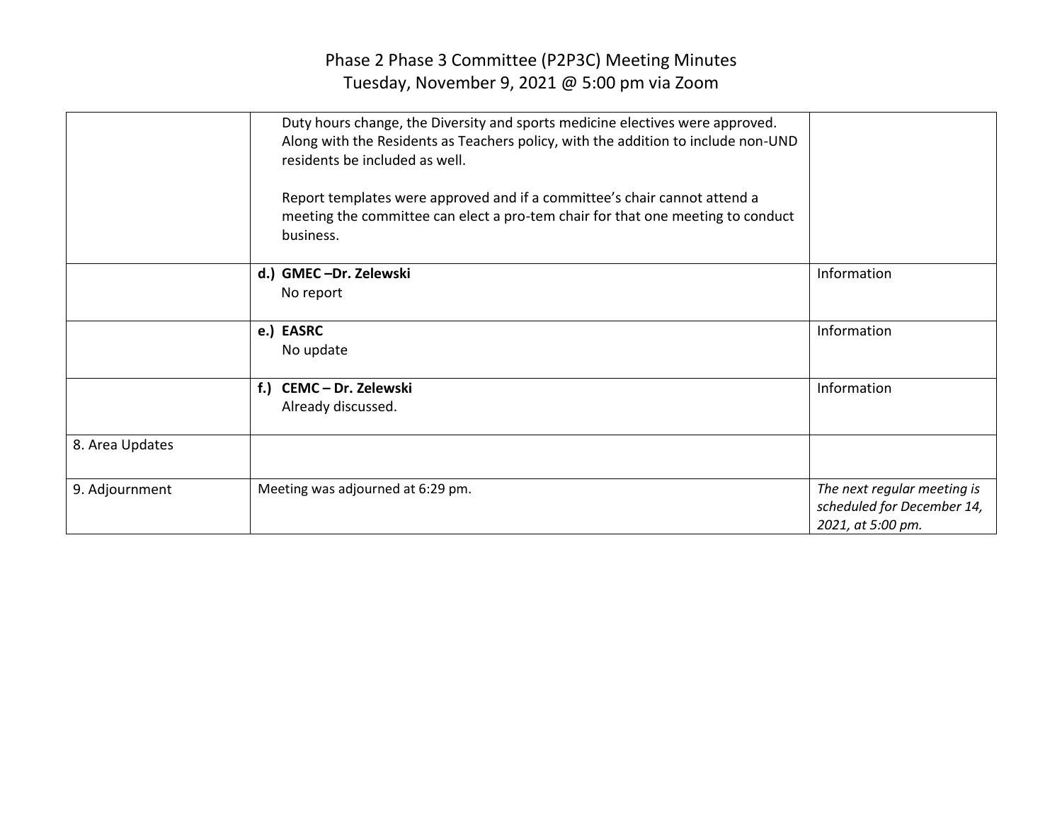# Phase 2 Phase 3 Committee (P2P3C) Meeting Minutes
Tuesday, November 9, 2021 @ 5:00 pm via Zoom

| | | |
|---|---|---|
| | Duty hours change, the Diversity and sports medicine electives were approved. Along with the Residents as Teachers policy, with the addition to include non-UND residents be included as well.<br><br>Report templates were approved and if a committee's chair cannot attend a meeting the committee can elect a pro-tem chair for that one meeting to conduct business. | |
| | **d.) GMEC –Dr. Zelewski**<br>No report | Information |
| | **e.) EASRC**<br>No update | Information |
| | **f.) CEMC – Dr. Zelewski**<br>Already discussed. | Information |
| 8. Area Updates | | |
| 9. Adjournment | Meeting was adjourned at 6:29 pm. | *The next regular meeting is scheduled for December 14, 2021, at 5:00 pm.* |